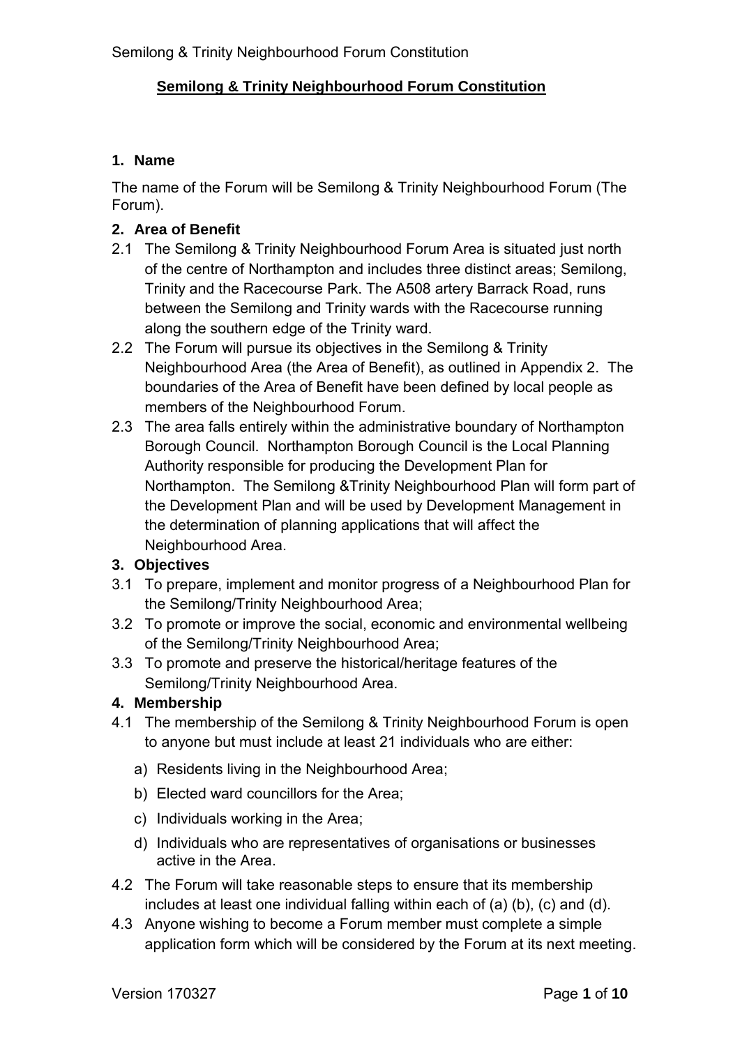# Semilong & Trinity Neighbourhood Forum Constitution

## 1. Name

The name of the Forum will be Semilong & Trinity Neighbourhood Forum (The Forum).

## 2. Area of Benefit

2.1 The Semilong & Trinity Neighbourhood Forum Area is situated just north of the centre of Northampton and includes three distinct areas; Semilong, Trinity and the Racecourse Park. The A508 artery Barrack Road, runs between the Semilong and Trinity wards with the Racecourse running along the southern edge of the Trinity ward.

2.2 The Forum will pursue its objectives in the Semilong & Trinity Neighbourhood Area (the Area of Benefit), as outlined in Appendix 2. The boundaries of the Area of Benefit have been defined by local people as members of the Neighbourhood Forum.

2.3 The area falls entirely within the administrative boundary of Northampton Borough Council. Northampton Borough Council is the Local Planning Authority responsible for producing the Development Plan for Northampton. The Semilong &Trinity Neighbourhood Plan will form part of the Development Plan and will be used by Development Management in the determination of planning applications that will affect the Neighbourhood Area.

## 3. Objectives

3.1 To prepare, implement and monitor progress of a Neighbourhood Plan for the Semilong/Trinity Neighbourhood Area;

3.2 To promote or improve the social, economic and environmental wellbeing of the Semilong/Trinity Neighbourhood Area;

3.3 To promote and preserve the historical/heritage features of the Semilong/Trinity Neighbourhood Area.

## 4. Membership

4.1 The membership of the Semilong & Trinity Neighbourhood Forum is open to anyone but must include at least 21 individuals who are either:

a) Residents living in the Neighbourhood Area;

b) Elected ward councillors for the Area;

c) Individuals working in the Area;

d) Individuals who are representatives of organisations or businesses active in the Area.

4.2 The Forum will take reasonable steps to ensure that its membership includes at least one individual falling within each of (a) (b), (c) and (d).

4.3 Anyone wishing to become a Forum member must complete a simple application form which will be considered by the Forum at its next meeting.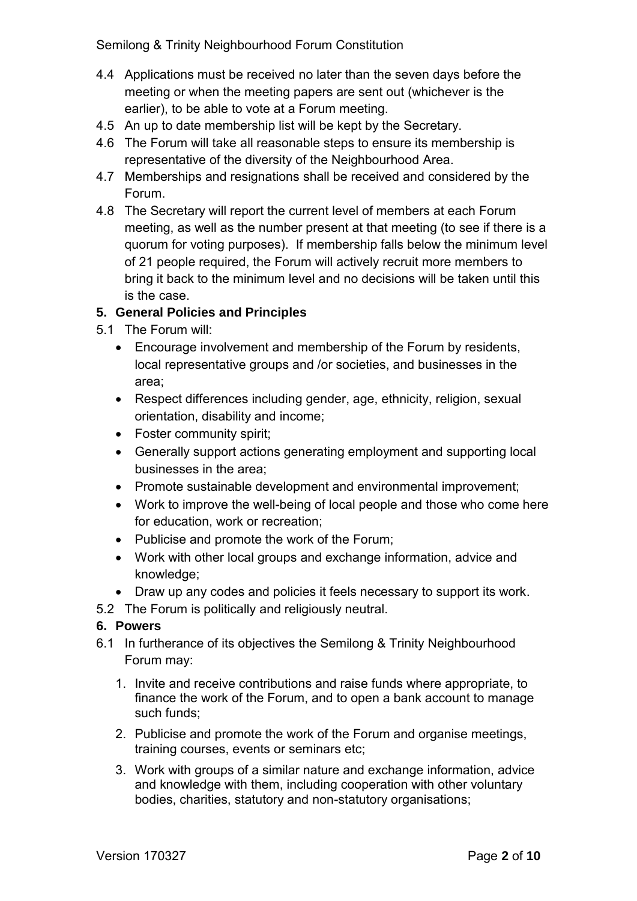4.4 Applications must be received no later than the seven days before the meeting or when the meeting papers are sent out (whichever is the earlier), to be able to vote at a Forum meeting.

4.5 An up to date membership list will be kept by the Secretary.

4.6 The Forum will take all reasonable steps to ensure its membership is representative of the diversity of the Neighbourhood Area.

4.7 Memberships and resignations shall be received and considered by the Forum.

4.8 The Secretary will report the current level of members at each Forum meeting, as well as the number present at that meeting (to see if there is a quorum for voting purposes). If membership falls below the minimum level of 21 people required, the Forum will actively recruit more members to bring it back to the minimum level and no decisions will be taken until this is the case.

## 5. General Policies and Principles

5.1 The Forum will:

- Encourage involvement and membership of the Forum by residents, local representative groups and /or societies, and businesses in the area;
- Respect differences including gender, age, ethnicity, religion, sexual orientation, disability and income;
- Foster community spirit;
- Generally support actions generating employment and supporting local businesses in the area;
- Promote sustainable development and environmental improvement;
- Work to improve the well-being of local people and those who come here for education, work or recreation;
- Publicise and promote the work of the Forum;
- Work with other local groups and exchange information, advice and knowledge;
- Draw up any codes and policies it feels necessary to support its work.

5.2 The Forum is politically and religiously neutral.

## 6. Powers

6.1 In furtherance of its objectives the Semilong & Trinity Neighbourhood Forum may:

1. Invite and receive contributions and raise funds where appropriate, to finance the work of the Forum, and to open a bank account to manage such funds;
2. Publicise and promote the work of the Forum and organise meetings, training courses, events or seminars etc;
3. Work with groups of a similar nature and exchange information, advice and knowledge with them, including cooperation with other voluntary bodies, charities, statutory and non-statutory organisations;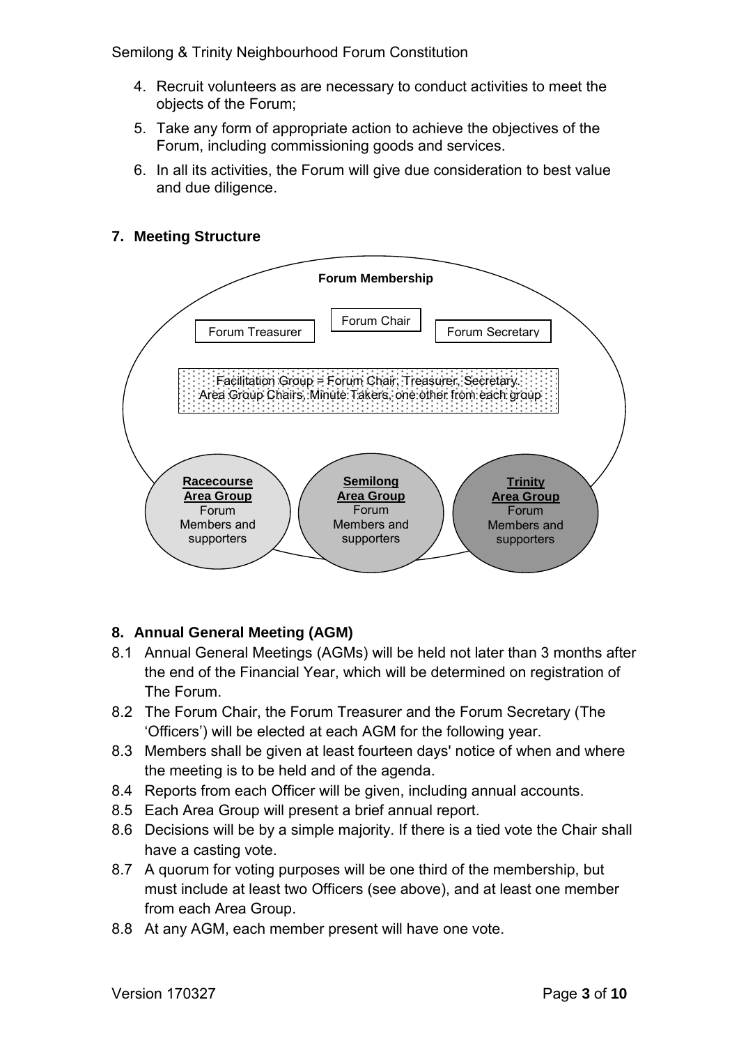4. Recruit volunteers as are necessary to conduct activities to meet the objects of the Forum;
5. Take any form of appropriate action to achieve the objectives of the Forum, including commissioning goods and services.
6. In all its activities, the Forum will give due consideration to best value and due diligence.

## 7. Meeting Structure

**Forum Membership**

Forum Treasurer

Forum Chair

Forum Secretary

Facilitation Group = Forum Chair, Treasurer, Secretary, Area Group Chairs, Minute Takers, one other from each group

**Racecourse Area Group**
Forum Members and supporters

**Semilong Area Group**
Forum Members and supporters

**Trinity Area Group**
Forum Members and supporters

## 8. Annual General Meeting (AGM)

8.1 Annual General Meetings (AGMs) will be held not later than 3 months after the end of the Financial Year, which will be determined on registration of The Forum.

8.2 The Forum Chair, the Forum Treasurer and the Forum Secretary (The 'Officers') will be elected at each AGM for the following year.

8.3 Members shall be given at least fourteen days' notice of when and where the meeting is to be held and of the agenda.

8.4 Reports from each Officer will be given, including annual accounts.

8.5 Each Area Group will present a brief annual report.

8.6 Decisions will be by a simple majority. If there is a tied vote the Chair shall have a casting vote.

8.7 A quorum for voting purposes will be one third of the membership, but must include at least two Officers (see above), and at least one member from each Area Group.

8.8 At any AGM, each member present will have one vote.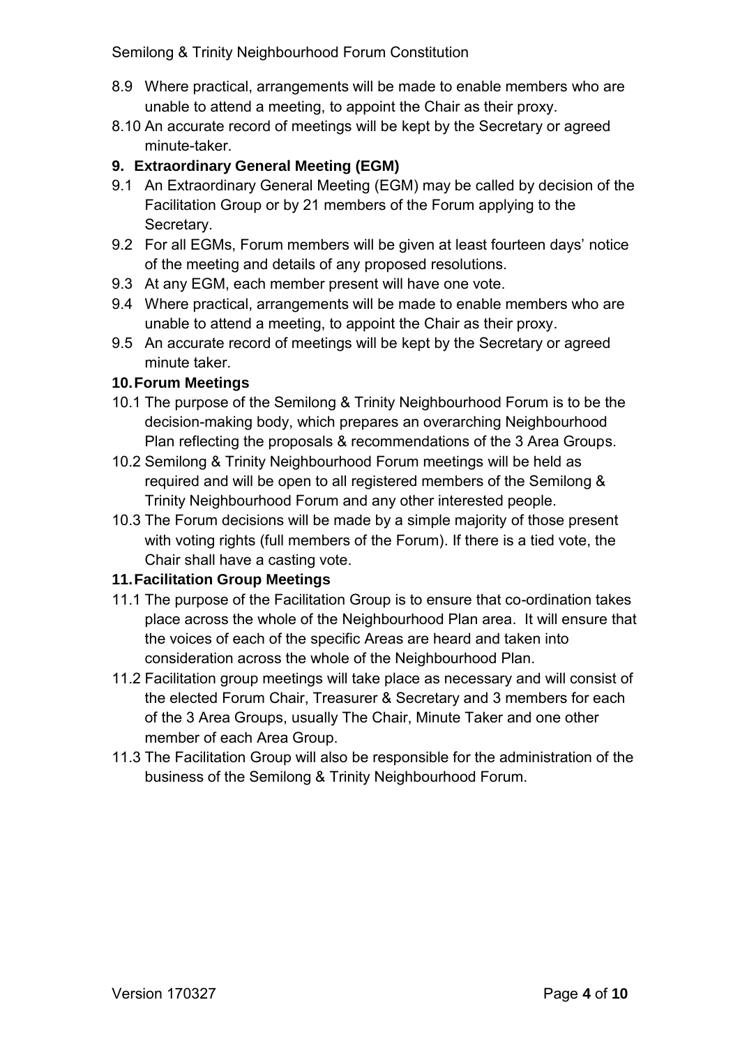8.9 Where practical, arrangements will be made to enable members who are unable to attend a meeting, to appoint the Chair as their proxy.

8.10 An accurate record of meetings will be kept by the Secretary or agreed minute-taker.

## 9. Extraordinary General Meeting (EGM)

9.1 An Extraordinary General Meeting (EGM) may be called by decision of the Facilitation Group or by 21 members of the Forum applying to the Secretary.

9.2 For all EGMs, Forum members will be given at least fourteen days' notice of the meeting and details of any proposed resolutions.

9.3 At any EGM, each member present will have one vote.

9.4 Where practical, arrangements will be made to enable members who are unable to attend a meeting, to appoint the Chair as their proxy.

9.5 An accurate record of meetings will be kept by the Secretary or agreed minute taker.

## 10. Forum Meetings

10.1 The purpose of the Semilong & Trinity Neighbourhood Forum is to be the decision-making body, which prepares an overarching Neighbourhood Plan reflecting the proposals & recommendations of the 3 Area Groups.

10.2 Semilong & Trinity Neighbourhood Forum meetings will be held as required and will be open to all registered members of the Semilong & Trinity Neighbourhood Forum and any other interested people.

10.3 The Forum decisions will be made by a simple majority of those present with voting rights (full members of the Forum). If there is a tied vote, the Chair shall have a casting vote.

## 11. Facilitation Group Meetings

11.1 The purpose of the Facilitation Group is to ensure that co-ordination takes place across the whole of the Neighbourhood Plan area. It will ensure that the voices of each of the specific Areas are heard and taken into consideration across the whole of the Neighbourhood Plan.

11.2 Facilitation group meetings will take place as necessary and will consist of the elected Forum Chair, Treasurer & Secretary and 3 members for each of the 3 Area Groups, usually The Chair, Minute Taker and one other member of each Area Group.

11.3 The Facilitation Group will also be responsible for the administration of the business of the Semilong & Trinity Neighbourhood Forum.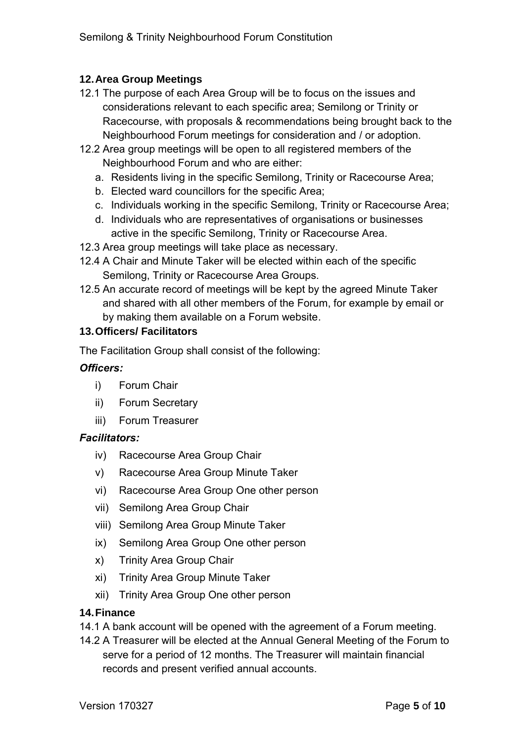## 12. Area Group Meetings

12.1 The purpose of each Area Group will be to focus on the issues and considerations relevant to each specific area; Semilong or Trinity or Racecourse, with proposals & recommendations being brought back to the Neighbourhood Forum meetings for consideration and / or adoption.

12.2 Area group meetings will be open to all registered members of the Neighbourhood Forum and who are either:

a. Residents living in the specific Semilong, Trinity or Racecourse Area;
b. Elected ward councillors for the specific Area;
c. Individuals working in the specific Semilong, Trinity or Racecourse Area;
d. Individuals who are representatives of organisations or businesses active in the specific Semilong, Trinity or Racecourse Area.

12.3 Area group meetings will take place as necessary.

12.4 A Chair and Minute Taker will be elected within each of the specific Semilong, Trinity or Racecourse Area Groups.

12.5 An accurate record of meetings will be kept by the agreed Minute Taker and shared with all other members of the Forum, for example by email or by making them available on a Forum website.

## 13. Officers/ Facilitators

The Facilitation Group shall consist of the following:

***Officers:***

i) Forum Chair
ii) Forum Secretary
iii) Forum Treasurer

***Facilitators:***

iv) Racecourse Area Group Chair
v) Racecourse Area Group Minute Taker
vi) Racecourse Area Group One other person
vii) Semilong Area Group Chair
viii) Semilong Area Group Minute Taker
ix) Semilong Area Group One other person
x) Trinity Area Group Chair
xi) Trinity Area Group Minute Taker
xii) Trinity Area Group One other person

## 14. Finance

14.1 A bank account will be opened with the agreement of a Forum meeting.

14.2 A Treasurer will be elected at the Annual General Meeting of the Forum to serve for a period of 12 months. The Treasurer will maintain financial records and present verified annual accounts.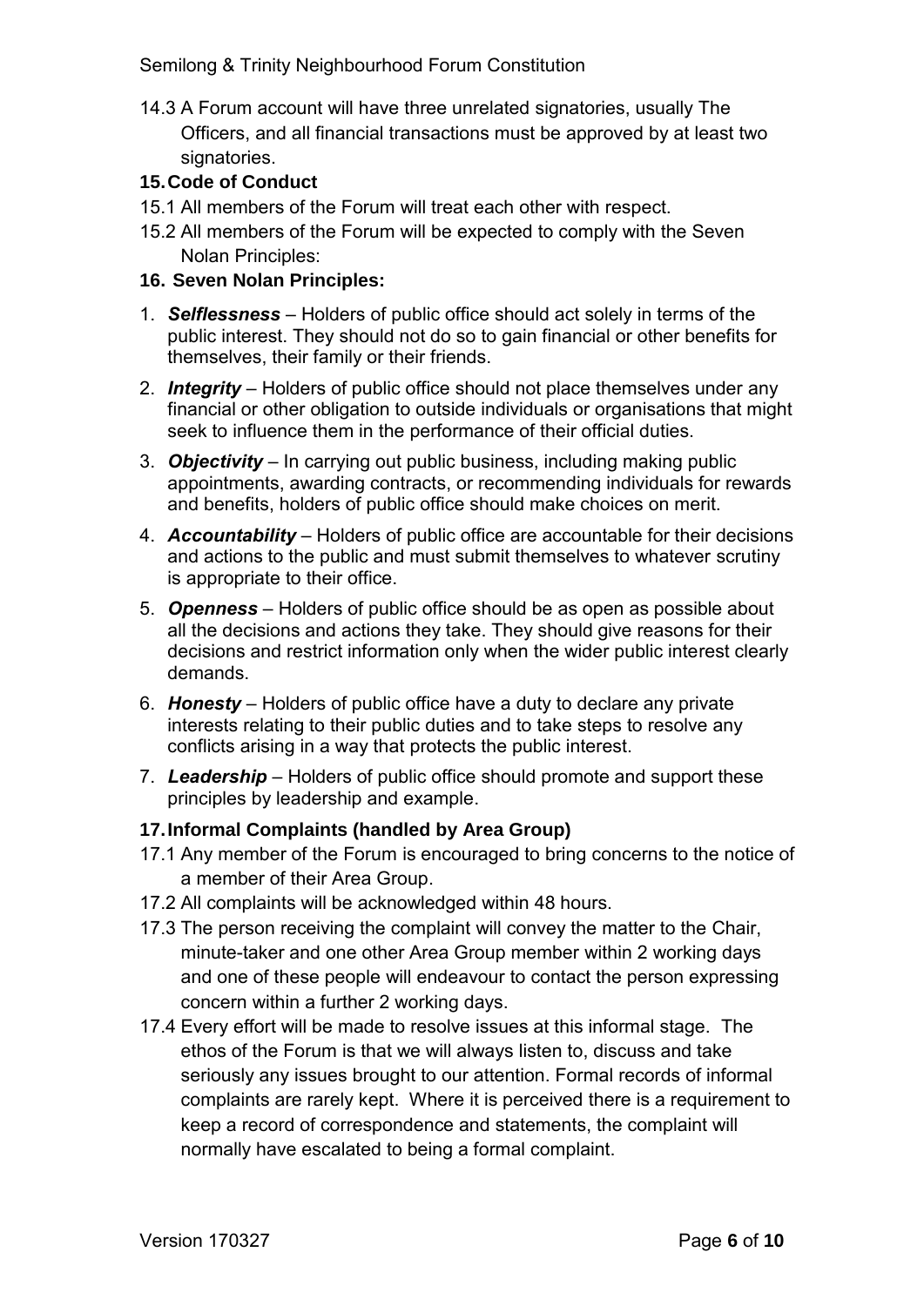14.3 A Forum account will have three unrelated signatories, usually The Officers, and all financial transactions must be approved by at least two signatories.

## 15. Code of Conduct

15.1 All members of the Forum will treat each other with respect.

15.2 All members of the Forum will be expected to comply with the Seven Nolan Principles:

## 16. Seven Nolan Principles:

1. ***Selflessness*** – Holders of public office should act solely in terms of the public interest. They should not do so to gain financial or other benefits for themselves, their family or their friends.
2. ***Integrity*** – Holders of public office should not place themselves under any financial or other obligation to outside individuals or organisations that might seek to influence them in the performance of their official duties.
3. ***Objectivity*** – In carrying out public business, including making public appointments, awarding contracts, or recommending individuals for rewards and benefits, holders of public office should make choices on merit.
4. ***Accountability*** – Holders of public office are accountable for their decisions and actions to the public and must submit themselves to whatever scrutiny is appropriate to their office.
5. ***Openness*** – Holders of public office should be as open as possible about all the decisions and actions they take. They should give reasons for their decisions and restrict information only when the wider public interest clearly demands.
6. ***Honesty*** – Holders of public office have a duty to declare any private interests relating to their public duties and to take steps to resolve any conflicts arising in a way that protects the public interest.
7. ***Leadership*** – Holders of public office should promote and support these principles by leadership and example.

## 17. Informal Complaints (handled by Area Group)

17.1 Any member of the Forum is encouraged to bring concerns to the notice of a member of their Area Group.

17.2 All complaints will be acknowledged within 48 hours.

17.3 The person receiving the complaint will convey the matter to the Chair, minute-taker and one other Area Group member within 2 working days and one of these people will endeavour to contact the person expressing concern within a further 2 working days.

17.4 Every effort will be made to resolve issues at this informal stage. The ethos of the Forum is that we will always listen to, discuss and take seriously any issues brought to our attention. Formal records of informal complaints are rarely kept. Where it is perceived there is a requirement to keep a record of correspondence and statements, the complaint will normally have escalated to being a formal complaint.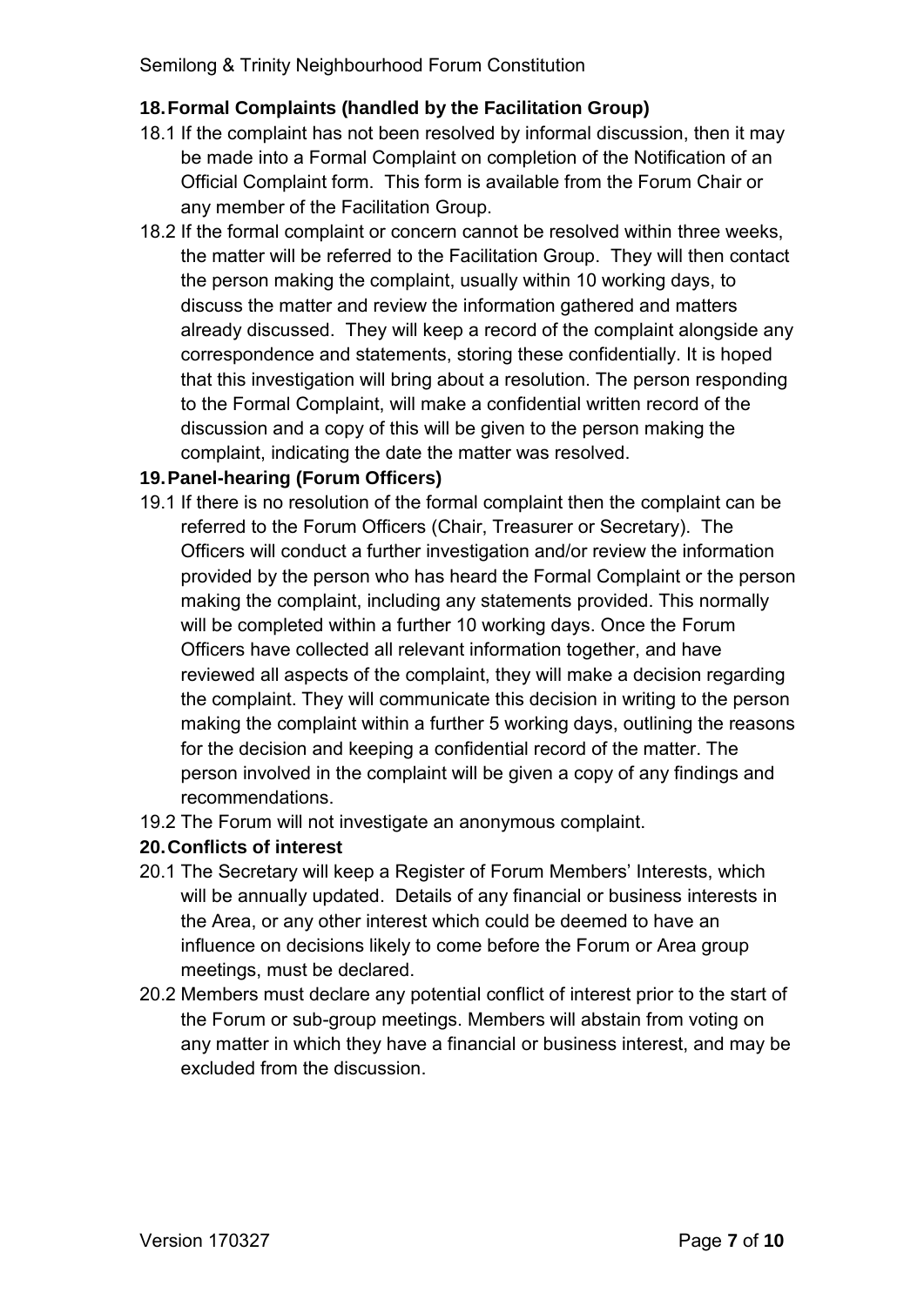## 18. Formal Complaints (handled by the Facilitation Group)

18.1 If the complaint has not been resolved by informal discussion, then it may be made into a Formal Complaint on completion of the Notification of an Official Complaint form. This form is available from the Forum Chair or any member of the Facilitation Group.

18.2 If the formal complaint or concern cannot be resolved within three weeks, the matter will be referred to the Facilitation Group. They will then contact the person making the complaint, usually within 10 working days, to discuss the matter and review the information gathered and matters already discussed. They will keep a record of the complaint alongside any correspondence and statements, storing these confidentially. It is hoped that this investigation will bring about a resolution. The person responding to the Formal Complaint, will make a confidential written record of the discussion and a copy of this will be given to the person making the complaint, indicating the date the matter was resolved.

## 19. Panel-hearing (Forum Officers)

19.1 If there is no resolution of the formal complaint then the complaint can be referred to the Forum Officers (Chair, Treasurer or Secretary). The Officers will conduct a further investigation and/or review the information provided by the person who has heard the Formal Complaint or the person making the complaint, including any statements provided. This normally will be completed within a further 10 working days. Once the Forum Officers have collected all relevant information together, and have reviewed all aspects of the complaint, they will make a decision regarding the complaint. They will communicate this decision in writing to the person making the complaint within a further 5 working days, outlining the reasons for the decision and keeping a confidential record of the matter. The person involved in the complaint will be given a copy of any findings and recommendations.

19.2 The Forum will not investigate an anonymous complaint.

## 20. Conflicts of interest

20.1 The Secretary will keep a Register of Forum Members' Interests, which will be annually updated. Details of any financial or business interests in the Area, or any other interest which could be deemed to have an influence on decisions likely to come before the Forum or Area group meetings, must be declared.

20.2 Members must declare any potential conflict of interest prior to the start of the Forum or sub-group meetings. Members will abstain from voting on any matter in which they have a financial or business interest, and may be excluded from the discussion.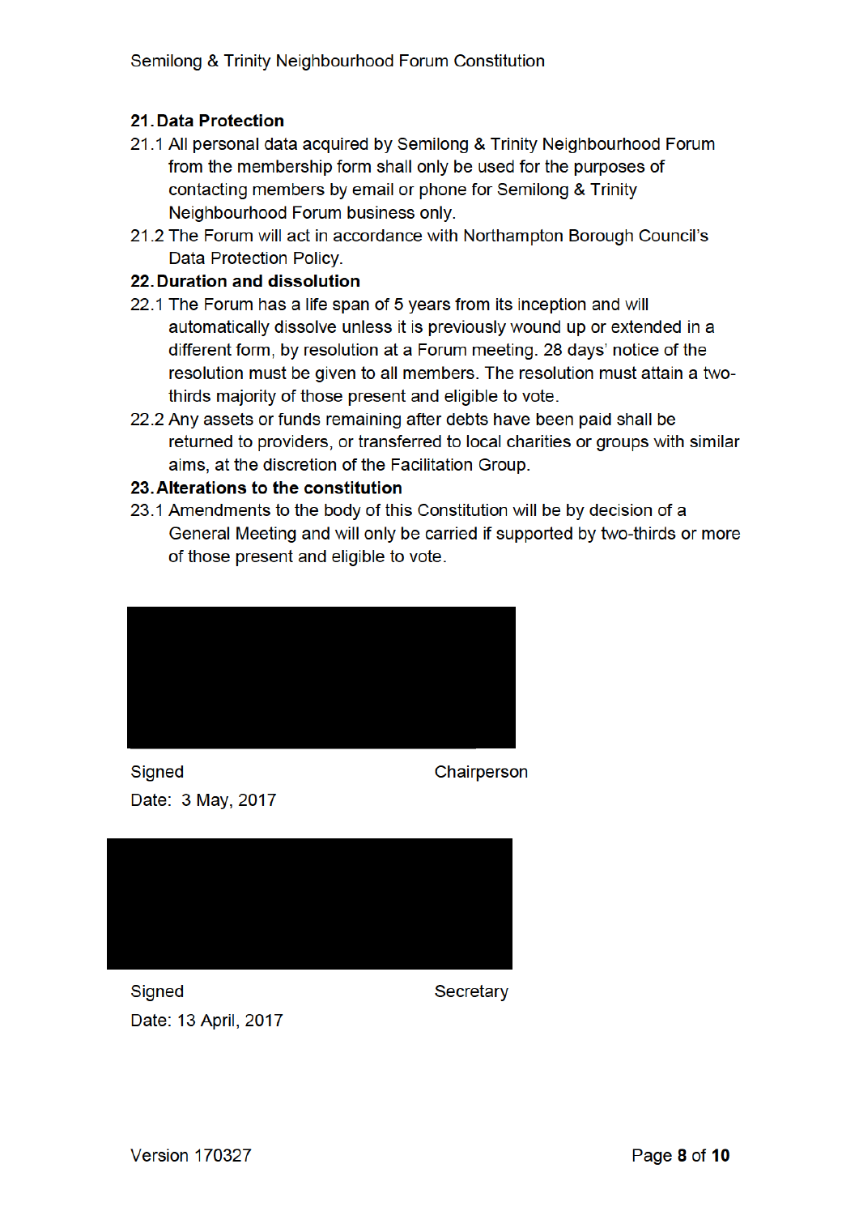## 21. Data Protection

21.1 All personal data acquired by Semilong & Trinity Neighbourhood Forum from the membership form shall only be used for the purposes of contacting members by email or phone for Semilong & Trinity Neighbourhood Forum business only.

21.2 The Forum will act in accordance with Northampton Borough Council's Data Protection Policy.

## 22. Duration and dissolution

22.1 The Forum has a life span of 5 years from its inception and will automatically dissolve unless it is previously wound up or extended in a different form, by resolution at a Forum meeting. 28 days' notice of the resolution must be given to all members. The resolution must attain a two-thirds majority of those present and eligible to vote.

22.2 Any assets or funds remaining after debts have been paid shall be returned to providers, or transferred to local charities or groups with similar aims, at the discretion of the Facilitation Group.

## 23. Alterations to the constitution

23.1 Amendments to the body of this Constitution will be by decision of a General Meeting and will only be carried if supported by two-thirds or more of those present and eligible to vote.

Signed Chairperson

Date: 3 May, 2017

Signed Secretary

Date: 13 April, 2017

Version 170327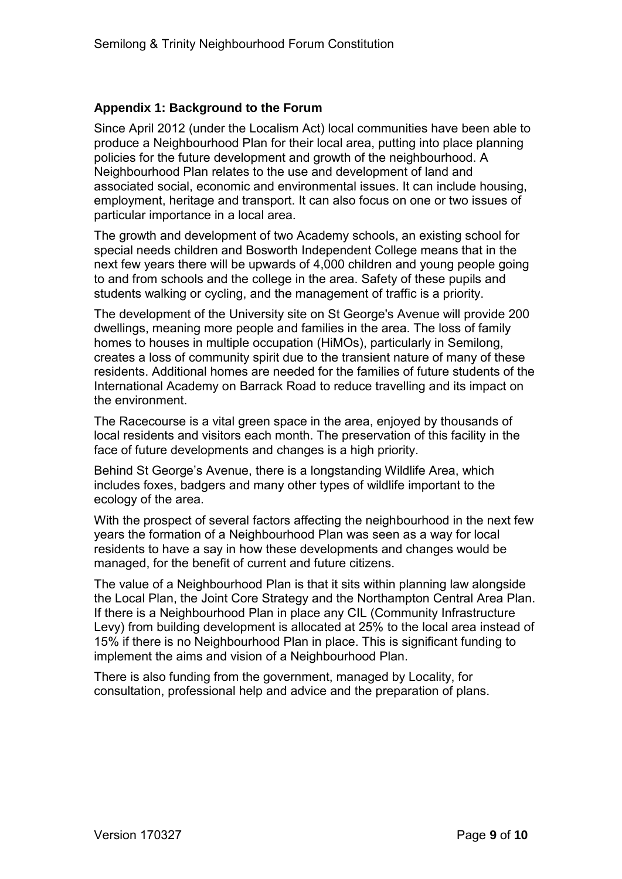### Appendix 1: Background to the Forum

Since April 2012 (under the Localism Act) local communities have been able to produce a Neighbourhood Plan for their local area, putting into place planning policies for the future development and growth of the neighbourhood. A Neighbourhood Plan relates to the use and development of land and associated social, economic and environmental issues. It can include housing, employment, heritage and transport. It can also focus on one or two issues of particular importance in a local area.

The growth and development of two Academy schools, an existing school for special needs children and Bosworth Independent College means that in the next few years there will be upwards of 4,000 children and young people going to and from schools and the college in the area. Safety of these pupils and students walking or cycling, and the management of traffic is a priority.

The development of the University site on St George's Avenue will provide 200 dwellings, meaning more people and families in the area. The loss of family homes to houses in multiple occupation (HiMOs), particularly in Semilong, creates a loss of community spirit due to the transient nature of many of these residents. Additional homes are needed for the families of future students of the International Academy on Barrack Road to reduce travelling and its impact on the environment.

The Racecourse is a vital green space in the area, enjoyed by thousands of local residents and visitors each month. The preservation of this facility in the face of future developments and changes is a high priority.

Behind St George's Avenue, there is a longstanding Wildlife Area, which includes foxes, badgers and many other types of wildlife important to the ecology of the area.

With the prospect of several factors affecting the neighbourhood in the next few years the formation of a Neighbourhood Plan was seen as a way for local residents to have a say in how these developments and changes would be managed, for the benefit of current and future citizens.

The value of a Neighbourhood Plan is that it sits within planning law alongside the Local Plan, the Joint Core Strategy and the Northampton Central Area Plan. If there is a Neighbourhood Plan in place any CIL (Community Infrastructure Levy) from building development is allocated at 25% to the local area instead of 15% if there is no Neighbourhood Plan in place. This is significant funding to implement the aims and vision of a Neighbourhood Plan.

There is also funding from the government, managed by Locality, for consultation, professional help and advice and the preparation of plans.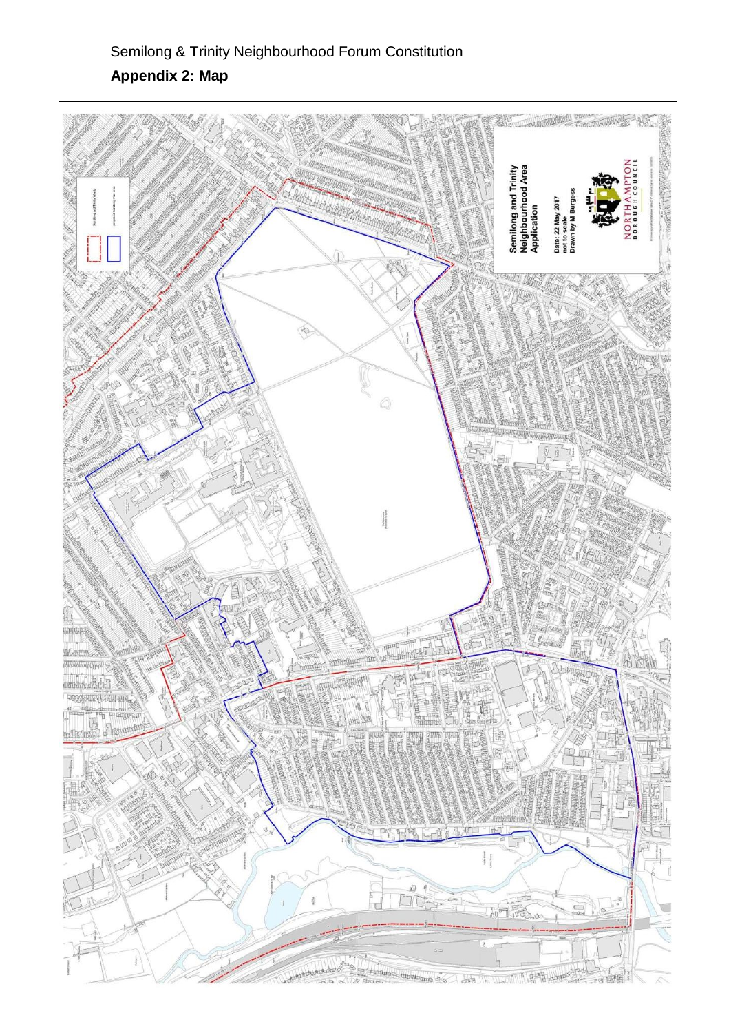Semilong & Trinity Neighbourhood Forum Constitution

**Appendix 2: Map**

Semilong and Trinity Wards

proposed boundary from area

Semilong and Trinity Neighbourhood Area Application

Date: 22 May 2017
not to scale
Drawn by M Burgess

NORTHAMPTON BOROUGH COUNCIL